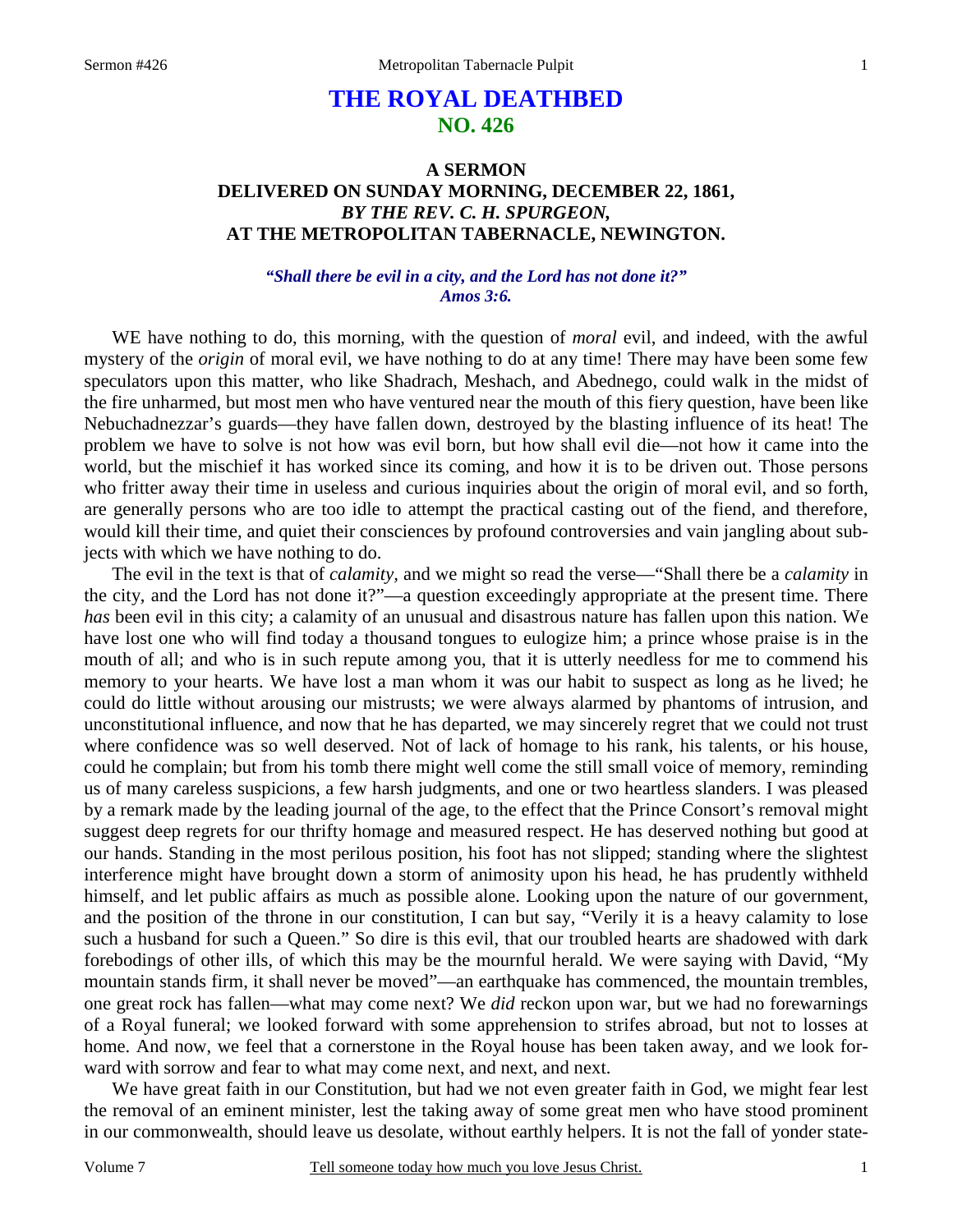# THE ROYAL DEATHBED
## NO. 426

### A SERMON
### DELIVERED ON SUNDAY MORNING, DECEMBER 22, 1861,
### *BY THE REV. C. H. SPURGEON,*
### AT THE METROPOLITAN TABERNACLE, NEWINGTON.

***"Shall there be evil in a city, and the Lord has not done it?"***
***Amos 3:6.***

WE have nothing to do, this morning, with the question of *moral* evil, and indeed, with the awful mystery of the *origin* of moral evil, we have nothing to do at any time! There may have been some few speculators upon this matter, who like Shadrach, Meshach, and Abednego, could walk in the midst of the fire unharmed, but most men who have ventured near the mouth of this fiery question, have been like Nebuchadnezzar's guards—they have fallen down, destroyed by the blasting influence of its heat! The problem we have to solve is not how was evil born, but how shall evil die—not how it came into the world, but the mischief it has worked since its coming, and how it is to be driven out. Those persons who fritter away their time in useless and curious inquiries about the origin of moral evil, and so forth, are generally persons who are too idle to attempt the practical casting out of the fiend, and therefore, would kill their time, and quiet their consciences by profound controversies and vain jangling about subjects with which we have nothing to do.

The evil in the text is that of *calamity,* and we might so read the verse—"Shall there be a *calamity* in the city, and the Lord has not done it?"—a question exceedingly appropriate at the present time. There *has* been evil in this city; a calamity of an unusual and disastrous nature has fallen upon this nation. We have lost one who will find today a thousand tongues to eulogize him; a prince whose praise is in the mouth of all; and who is in such repute among you, that it is utterly needless for me to commend his memory to your hearts. We have lost a man whom it was our habit to suspect as long as he lived; he could do little without arousing our mistrusts; we were always alarmed by phantoms of intrusion, and unconstitutional influence, and now that he has departed, we may sincerely regret that we could not trust where confidence was so well deserved. Not of lack of homage to his rank, his talents, or his house, could he complain; but from his tomb there might well come the still small voice of memory, reminding us of many careless suspicions, a few harsh judgments, and one or two heartless slanders. I was pleased by a remark made by the leading journal of the age, to the effect that the Prince Consort's removal might suggest deep regrets for our thrifty homage and measured respect. He has deserved nothing but good at our hands. Standing in the most perilous position, his foot has not slipped; standing where the slightest interference might have brought down a storm of animosity upon his head, he has prudently withheld himself, and let public affairs as much as possible alone. Looking upon the nature of our government, and the position of the throne in our constitution, I can but say, "Verily it is a heavy calamity to lose such a husband for such a Queen." So dire is this evil, that our troubled hearts are shadowed with dark forebodings of other ills, of which this may be the mournful herald. We were saying with David, "My mountain stands firm, it shall never be moved"—an earthquake has commenced, the mountain trembles, one great rock has fallen—what may come next? We *did* reckon upon war, but we had no forewarnings of a Royal funeral; we looked forward with some apprehension to strifes abroad, but not to losses at home. And now, we feel that a cornerstone in the Royal house has been taken away, and we look forward with sorrow and fear to what may come next, and next, and next.

We have great faith in our Constitution, but had we not even greater faith in God, we might fear lest the removal of an eminent minister, lest the taking away of some great men who have stood prominent in our commonwealth, should leave us desolate, without earthly helpers. It is not the fall of yonder state-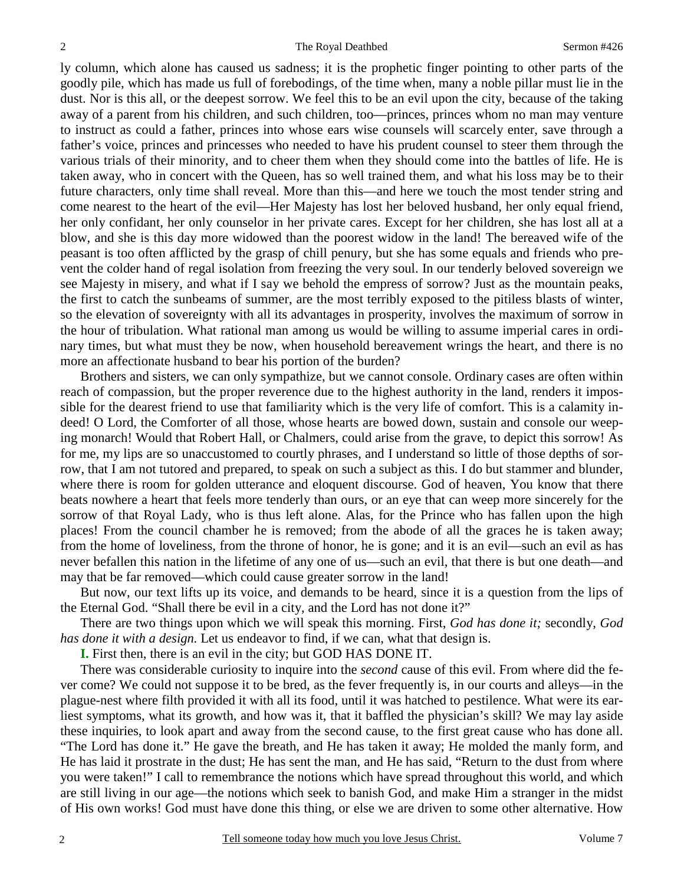ly column, which alone has caused us sadness; it is the prophetic finger pointing to other parts of the goodly pile, which has made us full of forebodings, of the time when, many a noble pillar must lie in the dust. Nor is this all, or the deepest sorrow. We feel this to be an evil upon the city, because of the taking away of a parent from his children, and such children, too—princes, princes whom no man may venture to instruct as could a father, princes into whose ears wise counsels will scarcely enter, save through a father's voice, princes and princesses who needed to have his prudent counsel to steer them through the various trials of their minority, and to cheer them when they should come into the battles of life. He is taken away, who in concert with the Queen, has so well trained them, and what his loss may be to their future characters, only time shall reveal. More than this—and here we touch the most tender string and come nearest to the heart of the evil—Her Majesty has lost her beloved husband, her only equal friend, her only confidant, her only counselor in her private cares. Except for her children, she has lost all at a blow, and she is this day more widowed than the poorest widow in the land! The bereaved wife of the peasant is too often afflicted by the grasp of chill penury, but she has some equals and friends who prevent the colder hand of regal isolation from freezing the very soul. In our tenderly beloved sovereign we see Majesty in misery, and what if I say we behold the empress of sorrow? Just as the mountain peaks, the first to catch the sunbeams of summer, are the most terribly exposed to the pitiless blasts of winter, so the elevation of sovereignty with all its advantages in prosperity, involves the maximum of sorrow in the hour of tribulation. What rational man among us would be willing to assume imperial cares in ordinary times, but what must they be now, when household bereavement wrings the heart, and there is no more an affectionate husband to bear his portion of the burden?

Brothers and sisters, we can only sympathize, but we cannot console. Ordinary cases are often within reach of compassion, but the proper reverence due to the highest authority in the land, renders it impossible for the dearest friend to use that familiarity which is the very life of comfort. This is a calamity indeed! O Lord, the Comforter of all those, whose hearts are bowed down, sustain and console our weeping monarch! Would that Robert Hall, or Chalmers, could arise from the grave, to depict this sorrow! As for me, my lips are so unaccustomed to courtly phrases, and I understand so little of those depths of sorrow, that I am not tutored and prepared, to speak on such a subject as this. I do but stammer and blunder, where there is room for golden utterance and eloquent discourse. God of heaven, You know that there beats nowhere a heart that feels more tenderly than ours, or an eye that can weep more sincerely for the sorrow of that Royal Lady, who is thus left alone. Alas, for the Prince who has fallen upon the high places! From the council chamber he is removed; from the abode of all the graces he is taken away; from the home of loveliness, from the throne of honor, he is gone; and it is an evil—such an evil as has never befallen this nation in the lifetime of any one of us—such an evil, that there is but one death—and may that be far removed—which could cause greater sorrow in the land!

But now, our text lifts up its voice, and demands to be heard, since it is a question from the lips of the Eternal God. "Shall there be evil in a city, and the Lord has not done it?"

There are two things upon which we will speak this morning. First, *God has done it;* secondly, *God has done it with a design.* Let us endeavor to find, if we can, what that design is.

**I.** First then, there is an evil in the city; but GOD HAS DONE IT.

There was considerable curiosity to inquire into the *second* cause of this evil. From where did the fever come? We could not suppose it to be bred, as the fever frequently is, in our courts and alleys—in the plague-nest where filth provided it with all its food, until it was hatched to pestilence. What were its earliest symptoms, what its growth, and how was it, that it baffled the physician's skill? We may lay aside these inquiries, to look apart and away from the second cause, to the first great cause who has done all. "The Lord has done it." He gave the breath, and He has taken it away; He molded the manly form, and He has laid it prostrate in the dust; He has sent the man, and He has said, "Return to the dust from where you were taken!" I call to remembrance the notions which have spread throughout this world, and which are still living in our age—the notions which seek to banish God, and make Him a stranger in the midst of His own works! God must have done this thing, or else we are driven to some other alternative. How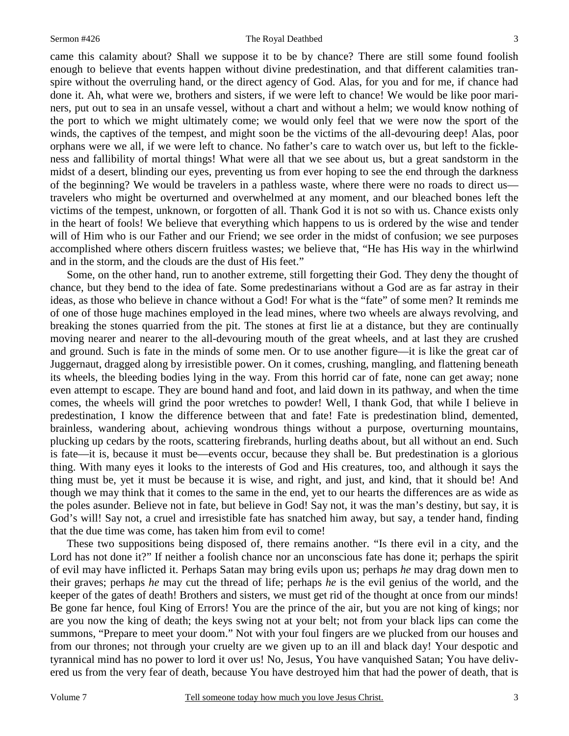came this calamity about? Shall we suppose it to be by chance? There are still some found foolish enough to believe that events happen without divine predestination, and that different calamities transpire without the overruling hand, or the direct agency of God. Alas, for you and for me, if chance had done it. Ah, what were we, brothers and sisters, if we were left to chance! We would be like poor mariners, put out to sea in an unsafe vessel, without a chart and without a helm; we would know nothing of the port to which we might ultimately come; we would only feel that we were now the sport of the winds, the captives of the tempest, and might soon be the victims of the all-devouring deep! Alas, poor orphans were we all, if we were left to chance. No father's care to watch over us, but left to the fickleness and fallibility of mortal things! What were all that we see about us, but a great sandstorm in the midst of a desert, blinding our eyes, preventing us from ever hoping to see the end through the darkness of the beginning? We would be travelers in a pathless waste, where there were no roads to direct us—travelers who might be overturned and overwhelmed at any moment, and our bleached bones left the victims of the tempest, unknown, or forgotten of all. Thank God it is not so with us. Chance exists only in the heart of fools! We believe that everything which happens to us is ordered by the wise and tender will of Him who is our Father and our Friend; we see order in the midst of confusion; we see purposes accomplished where others discern fruitless wastes; we believe that, "He has His way in the whirlwind and in the storm, and the clouds are the dust of His feet."

Some, on the other hand, run to another extreme, still forgetting their God. They deny the thought of chance, but they bend to the idea of fate. Some predestinarians without a God are as far astray in their ideas, as those who believe in chance without a God! For what is the "fate" of some men? It reminds me of one of those huge machines employed in the lead mines, where two wheels are always revolving, and breaking the stones quarried from the pit. The stones at first lie at a distance, but they are continually moving nearer and nearer to the all-devouring mouth of the great wheels, and at last they are crushed and ground. Such is fate in the minds of some men. Or to use another figure—it is like the great car of Juggernaut, dragged along by irresistible power. On it comes, crushing, mangling, and flattening beneath its wheels, the bleeding bodies lying in the way. From this horrid car of fate, none can get away; none even attempt to escape. They are bound hand and foot, and laid down in its pathway, and when the time comes, the wheels will grind the poor wretches to powder! Well, I thank God, that while I believe in predestination, I know the difference between that and fate! Fate is predestination blind, demented, brainless, wandering about, achieving wondrous things without a purpose, overturning mountains, plucking up cedars by the roots, scattering firebrands, hurling deaths about, but all without an end. Such is fate—it is, because it must be—events occur, because they shall be. But predestination is a glorious thing. With many eyes it looks to the interests of God and His creatures, too, and although it says the thing must be, yet it must be because it is wise, and right, and just, and kind, that it should be! And though we may think that it comes to the same in the end, yet to our hearts the differences are as wide as the poles asunder. Believe not in fate, but believe in God! Say not, it was the man's destiny, but say, it is God's will! Say not, a cruel and irresistible fate has snatched him away, but say, a tender hand, finding that the due time was come, has taken him from evil to come!

These two suppositions being disposed of, there remains another. "Is there evil in a city, and the Lord has not done it?" If neither a foolish chance nor an unconscious fate has done it; perhaps the spirit of evil may have inflicted it. Perhaps Satan may bring evils upon us; perhaps *he* may drag down men to their graves; perhaps *he* may cut the thread of life; perhaps *he* is the evil genius of the world, and the keeper of the gates of death! Brothers and sisters, we must get rid of the thought at once from our minds! Be gone far hence, foul King of Errors! You are the prince of the air, but you are not king of kings; nor are you now the king of death; the keys swing not at your belt; not from your black lips can come the summons, "Prepare to meet your doom." Not with your foul fingers are we plucked from our houses and from our thrones; not through your cruelty are we given up to an ill and black day! Your despotic and tyrannical mind has no power to lord it over us! No, Jesus, You have vanquished Satan; You have delivered us from the very fear of death, because You have destroyed him that had the power of death, that is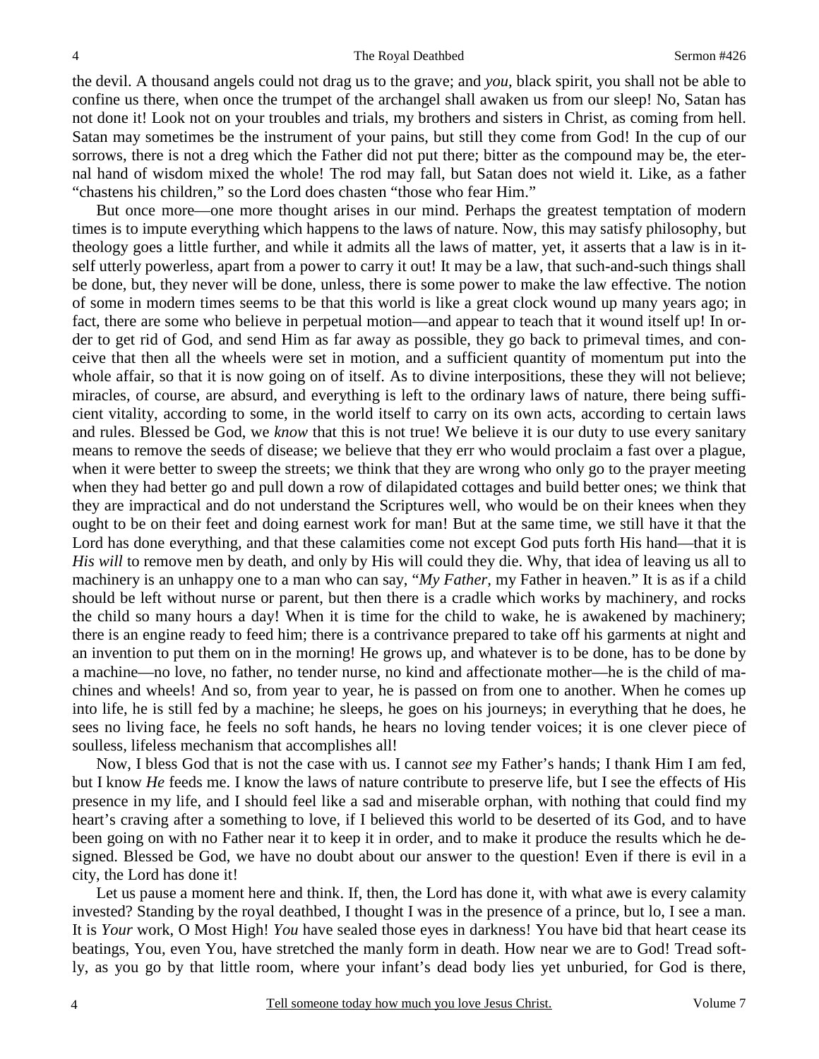the devil. A thousand angels could not drag us to the grave; and *you,* black spirit, you shall not be able to confine us there, when once the trumpet of the archangel shall awaken us from our sleep! No, Satan has not done it! Look not on your troubles and trials, my brothers and sisters in Christ, as coming from hell. Satan may sometimes be the instrument of your pains, but still they come from God! In the cup of our sorrows, there is not a dreg which the Father did not put there; bitter as the compound may be, the eternal hand of wisdom mixed the whole! The rod may fall, but Satan does not wield it. Like, as a father "chastens his children," so the Lord does chasten "those who fear Him."

But once more—one more thought arises in our mind. Perhaps the greatest temptation of modern times is to impute everything which happens to the laws of nature. Now, this may satisfy philosophy, but theology goes a little further, and while it admits all the laws of matter, yet, it asserts that a law is in itself utterly powerless, apart from a power to carry it out! It may be a law, that such-and-such things shall be done, but, they never will be done, unless, there is some power to make the law effective. The notion of some in modern times seems to be that this world is like a great clock wound up many years ago; in fact, there are some who believe in perpetual motion—and appear to teach that it wound itself up! In order to get rid of God, and send Him as far away as possible, they go back to primeval times, and conceive that then all the wheels were set in motion, and a sufficient quantity of momentum put into the whole affair, so that it is now going on of itself. As to divine interpositions, these they will not believe; miracles, of course, are absurd, and everything is left to the ordinary laws of nature, there being sufficient vitality, according to some, in the world itself to carry on its own acts, according to certain laws and rules. Blessed be God, we *know* that this is not true! We believe it is our duty to use every sanitary means to remove the seeds of disease; we believe that they err who would proclaim a fast over a plague, when it were better to sweep the streets; we think that they are wrong who only go to the prayer meeting when they had better go and pull down a row of dilapidated cottages and build better ones; we think that they are impractical and do not understand the Scriptures well, who would be on their knees when they ought to be on their feet and doing earnest work for man! But at the same time, we still have it that the Lord has done everything, and that these calamities come not except God puts forth His hand—that it is *His will* to remove men by death, and only by His will could they die. Why, that idea of leaving us all to machinery is an unhappy one to a man who can say, "*My Father,* my Father in heaven." It is as if a child should be left without nurse or parent, but then there is a cradle which works by machinery, and rocks the child so many hours a day! When it is time for the child to wake, he is awakened by machinery; there is an engine ready to feed him; there is a contrivance prepared to take off his garments at night and an invention to put them on in the morning! He grows up, and whatever is to be done, has to be done by a machine—no love, no father, no tender nurse, no kind and affectionate mother—he is the child of machines and wheels! And so, from year to year, he is passed on from one to another. When he comes up into life, he is still fed by a machine; he sleeps, he goes on his journeys; in everything that he does, he sees no living face, he feels no soft hands, he hears no loving tender voices; it is one clever piece of soulless, lifeless mechanism that accomplishes all!

Now, I bless God that is not the case with us. I cannot *see* my Father's hands; I thank Him I am fed, but I know *He* feeds me. I know the laws of nature contribute to preserve life, but I see the effects of His presence in my life, and I should feel like a sad and miserable orphan, with nothing that could find my heart's craving after a something to love, if I believed this world to be deserted of its God, and to have been going on with no Father near it to keep it in order, and to make it produce the results which he designed. Blessed be God, we have no doubt about our answer to the question! Even if there is evil in a city, the Lord has done it!

Let us pause a moment here and think. If, then, the Lord has done it, with what awe is every calamity invested? Standing by the royal deathbed, I thought I was in the presence of a prince, but lo, I see a man. It is *Your* work, O Most High! *You* have sealed those eyes in darkness! You have bid that heart cease its beatings, You, even You, have stretched the manly form in death. How near we are to God! Tread softly, as you go by that little room, where your infant's dead body lies yet unburied, for God is there,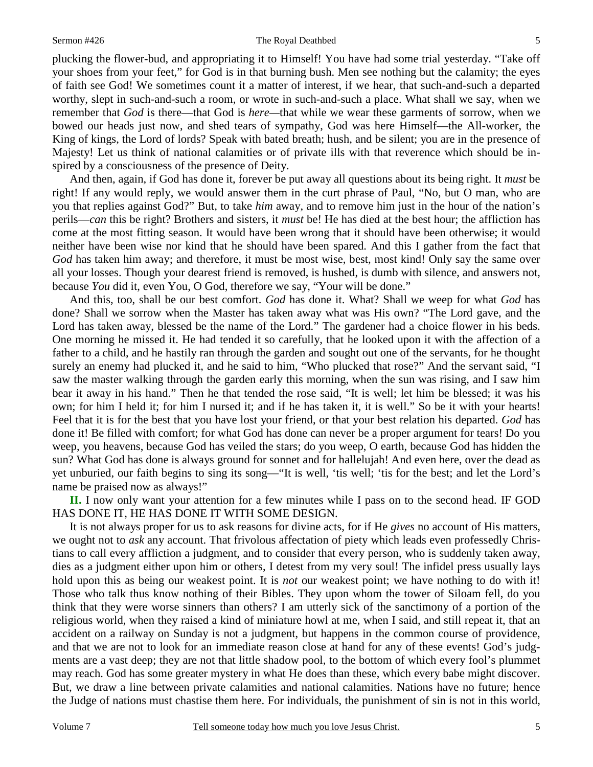plucking the flower-bud, and appropriating it to Himself! You have had some trial yesterday. "Take off your shoes from your feet," for God is in that burning bush. Men see nothing but the calamity; the eyes of faith see God! We sometimes count it a matter of interest, if we hear, that such-and-such a departed worthy, slept in such-and-such a room, or wrote in such-and-such a place. What shall we say, when we remember that *God* is there—that God is *here*—that while we wear these garments of sorrow, when we bowed our heads just now, and shed tears of sympathy, God was here Himself—the All-worker, the King of kings, the Lord of lords? Speak with bated breath; hush, and be silent; you are in the presence of Majesty! Let us think of national calamities or of private ills with that reverence which should be inspired by a consciousness of the presence of Deity.

And then, again, if God has done it, forever be put away all questions about its being right. It *must* be right! If any would reply, we would answer them in the curt phrase of Paul, "No, but O man, who are you that replies against God?" But, to take *him* away, and to remove him just in the hour of the nation's perils—*can* this be right? Brothers and sisters, it *must* be! He has died at the best hour; the affliction has come at the most fitting season. It would have been wrong that it should have been otherwise; it would neither have been wise nor kind that he should have been spared. And this I gather from the fact that *God* has taken him away; and therefore, it must be most wise, best, most kind! Only say the same over all your losses. Though your dearest friend is removed, is hushed, is dumb with silence, and answers not, because *You* did it, even You, O God, therefore we say, "Your will be done."

And this, too, shall be our best comfort. *God* has done it. What? Shall we weep for what *God* has done? Shall we sorrow when the Master has taken away what was His own? "The Lord gave, and the Lord has taken away, blessed be the name of the Lord." The gardener had a choice flower in his beds. One morning he missed it. He had tended it so carefully, that he looked upon it with the affection of a father to a child, and he hastily ran through the garden and sought out one of the servants, for he thought surely an enemy had plucked it, and he said to him, "Who plucked that rose?" And the servant said, "I saw the master walking through the garden early this morning, when the sun was rising, and I saw him bear it away in his hand." Then he that tended the rose said, "It is well; let him be blessed; it was his own; for him I held it; for him I nursed it; and if he has taken it, it is well." So be it with your hearts! Feel that it is for the best that you have lost your friend, or that your best relation his departed. *God* has done it! Be filled with comfort; for what God has done can never be a proper argument for tears! Do you weep, you heavens, because God has veiled the stars; do you weep, O earth, because God has hidden the sun? What God has done is always ground for sonnet and for hallelujah! And even here, over the dead as yet unburied, our faith begins to sing its song—"It is well, 'tis well; 'tis for the best; and let the Lord's name be praised now as always!"

**II.** I now only want your attention for a few minutes while I pass on to the second head. IF GOD HAS DONE IT, HE HAS DONE IT WITH SOME DESIGN.

It is not always proper for us to ask reasons for divine acts, for if He *gives* no account of His matters, we ought not to *ask* any account. That frivolous affectation of piety which leads even professedly Christians to call every affliction a judgment, and to consider that every person, who is suddenly taken away, dies as a judgment either upon him or others, I detest from my very soul! The infidel press usually lays hold upon this as being our weakest point. It is *not* our weakest point; we have nothing to do with it! Those who talk thus know nothing of their Bibles. They upon whom the tower of Siloam fell, do you think that they were worse sinners than others? I am utterly sick of the sanctimony of a portion of the religious world, when they raised a kind of miniature howl at me, when I said, and still repeat it, that an accident on a railway on Sunday is not a judgment, but happens in the common course of providence, and that we are not to look for an immediate reason close at hand for any of these events! God's judgments are a vast deep; they are not that little shadow pool, to the bottom of which every fool's plummet may reach. God has some greater mystery in what He does than these, which every babe might discover. But, we draw a line between private calamities and national calamities. Nations have no future; hence the Judge of nations must chastise them here. For individuals, the punishment of sin is not in this world,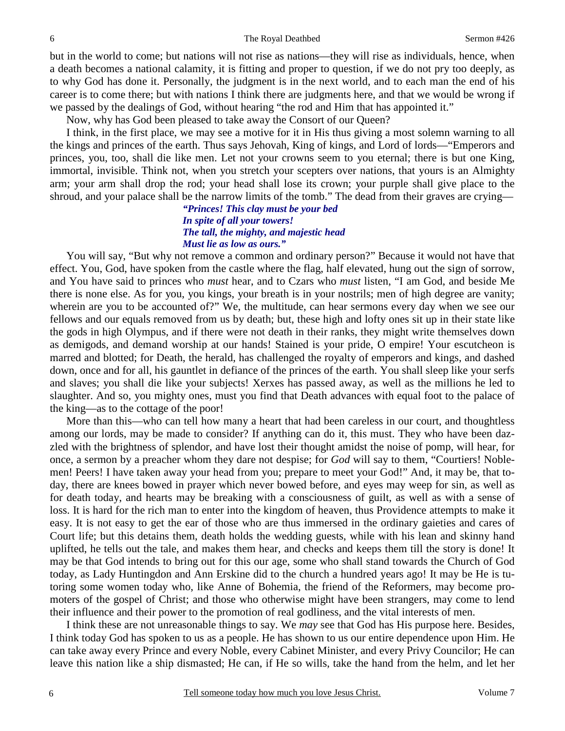but in the world to come; but nations will not rise as nations—they will rise as individuals, hence, when a death becomes a national calamity, it is fitting and proper to question, if we do not pry too deeply, as to why God has done it. Personally, the judgment is in the next world, and to each man the end of his career is to come there; but with nations I think there are judgments here, and that we would be wrong if we passed by the dealings of God, without hearing "the rod and Him that has appointed it."

Now, why has God been pleased to take away the Consort of our Queen?

I think, in the first place, we may see a motive for it in His thus giving a most solemn warning to all the kings and princes of the earth. Thus says Jehovah, King of kings, and Lord of lords—"Emperors and princes, you, too, shall die like men. Let not your crowns seem to you eternal; there is but one King, immortal, invisible. Think not, when you stretch your scepters over nations, that yours is an Almighty arm; your arm shall drop the rod; your head shall lose its crown; your purple shall give place to the shroud, and your palace shall be the narrow limits of the tomb." The dead from their graves are crying—

> ***"Princes! This clay must be your bed***
> ***In spite of all your towers!***
> ***The tall, the mighty, and majestic head***
> ***Must lie as low as ours."***

You will say, "But why not remove a common and ordinary person?" Because it would not have that effect. You, God, have spoken from the castle where the flag, half elevated, hung out the sign of sorrow, and You have said to princes who *must* hear, and to Czars who *must* listen, "I am God, and beside Me there is none else. As for you, you kings, your breath is in your nostrils; men of high degree are vanity; wherein are you to be accounted of?" We, the multitude, can hear sermons every day when we see our fellows and our equals removed from us by death; but, these high and lofty ones sit up in their state like the gods in high Olympus, and if there were not death in their ranks, they might write themselves down as demigods, and demand worship at our hands! Stained is your pride, O empire! Your escutcheon is marred and blotted; for Death, the herald, has challenged the royalty of emperors and kings, and dashed down, once and for all, his gauntlet in defiance of the princes of the earth. You shall sleep like your serfs and slaves; you shall die like your subjects! Xerxes has passed away, as well as the millions he led to slaughter. And so, you mighty ones, must you find that Death advances with equal foot to the palace of the king—as to the cottage of the poor!

More than this—who can tell how many a heart that had been careless in our court, and thoughtless among our lords, may be made to consider? If anything can do it, this must. They who have been dazzled with the brightness of splendor, and have lost their thought amidst the noise of pomp, will hear, for once, a sermon by a preacher whom they dare not despise; for *God* will say to them, "Courtiers! Noblemen! Peers! I have taken away your head from you; prepare to meet your God!" And, it may be, that today, there are knees bowed in prayer which never bowed before, and eyes may weep for sin, as well as for death today, and hearts may be breaking with a consciousness of guilt, as well as with a sense of loss. It is hard for the rich man to enter into the kingdom of heaven, thus Providence attempts to make it easy. It is not easy to get the ear of those who are thus immersed in the ordinary gaieties and cares of Court life; but this detains them, death holds the wedding guests, while with his lean and skinny hand uplifted, he tells out the tale, and makes them hear, and checks and keeps them till the story is done! It may be that God intends to bring out for this our age, some who shall stand towards the Church of God today, as Lady Huntingdon and Ann Erskine did to the church a hundred years ago! It may be He is tutoring some women today who, like Anne of Bohemia, the friend of the Reformers, may become promoters of the gospel of Christ; and those who otherwise might have been strangers, may come to lend their influence and their power to the promotion of real godliness, and the vital interests of men.

I think these are not unreasonable things to say. We *may* see that God has His purpose here. Besides, I think today God has spoken to us as a people. He has shown to us our entire dependence upon Him. He can take away every Prince and every Noble, every Cabinet Minister, and every Privy Councilor; He can leave this nation like a ship dismasted; He can, if He so wills, take the hand from the helm, and let her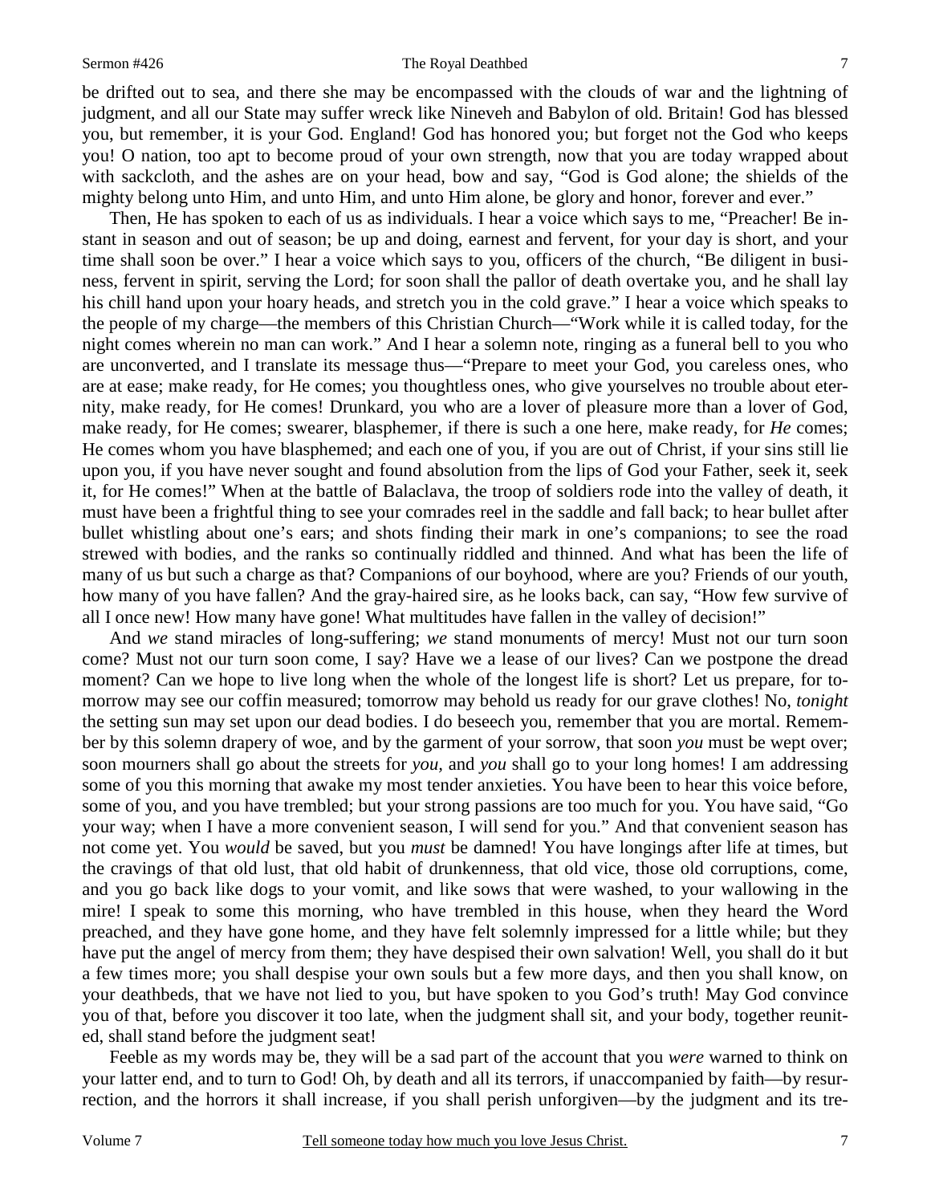be drifted out to sea, and there she may be encompassed with the clouds of war and the lightning of judgment, and all our State may suffer wreck like Nineveh and Babylon of old. Britain! God has blessed you, but remember, it is your God. England! God has honored you; but forget not the God who keeps you! O nation, too apt to become proud of your own strength, now that you are today wrapped about with sackcloth, and the ashes are on your head, bow and say, "God is God alone; the shields of the mighty belong unto Him, and unto Him, and unto Him alone, be glory and honor, forever and ever."

Then, He has spoken to each of us as individuals. I hear a voice which says to me, "Preacher! Be instant in season and out of season; be up and doing, earnest and fervent, for your day is short, and your time shall soon be over." I hear a voice which says to you, officers of the church, "Be diligent in business, fervent in spirit, serving the Lord; for soon shall the pallor of death overtake you, and he shall lay his chill hand upon your hoary heads, and stretch you in the cold grave." I hear a voice which speaks to the people of my charge—the members of this Christian Church—"Work while it is called today, for the night comes wherein no man can work." And I hear a solemn note, ringing as a funeral bell to you who are unconverted, and I translate its message thus—"Prepare to meet your God, you careless ones, who are at ease; make ready, for He comes; you thoughtless ones, who give yourselves no trouble about eternity, make ready, for He comes! Drunkard, you who are a lover of pleasure more than a lover of God, make ready, for He comes; swearer, blasphemer, if there is such a one here, make ready, for *He* comes; He comes whom you have blasphemed; and each one of you, if you are out of Christ, if your sins still lie upon you, if you have never sought and found absolution from the lips of God your Father, seek it, seek it, for He comes!" When at the battle of Balaclava, the troop of soldiers rode into the valley of death, it must have been a frightful thing to see your comrades reel in the saddle and fall back; to hear bullet after bullet whistling about one's ears; and shots finding their mark in one's companions; to see the road strewed with bodies, and the ranks so continually riddled and thinned. And what has been the life of many of us but such a charge as that? Companions of our boyhood, where are you? Friends of our youth, how many of you have fallen? And the gray-haired sire, as he looks back, can say, "How few survive of all I once new! How many have gone! What multitudes have fallen in the valley of decision!"

And *we* stand miracles of long-suffering; *we* stand monuments of mercy! Must not our turn soon come? Must not our turn soon come, I say? Have we a lease of our lives? Can we postpone the dread moment? Can we hope to live long when the whole of the longest life is short? Let us prepare, for tomorrow may see our coffin measured; tomorrow may behold us ready for our grave clothes! No, *tonight* the setting sun may set upon our dead bodies. I do beseech you, remember that you are mortal. Remember by this solemn drapery of woe, and by the garment of your sorrow, that soon *you* must be wept over; soon mourners shall go about the streets for *you,* and *you* shall go to your long homes! I am addressing some of you this morning that awake my most tender anxieties. You have been to hear this voice before, some of you, and you have trembled; but your strong passions are too much for you. You have said, "Go your way; when I have a more convenient season, I will send for you." And that convenient season has not come yet. You *would* be saved, but you *must* be damned! You have longings after life at times, but the cravings of that old lust, that old habit of drunkenness, that old vice, those old corruptions, come, and you go back like dogs to your vomit, and like sows that were washed, to your wallowing in the mire! I speak to some this morning, who have trembled in this house, when they heard the Word preached, and they have gone home, and they have felt solemnly impressed for a little while; but they have put the angel of mercy from them; they have despised their own salvation! Well, you shall do it but a few times more; you shall despise your own souls but a few more days, and then you shall know, on your deathbeds, that we have not lied to you, but have spoken to you God's truth! May God convince you of that, before you discover it too late, when the judgment shall sit, and your body, together reunited, shall stand before the judgment seat!

Feeble as my words may be, they will be a sad part of the account that you *were* warned to think on your latter end, and to turn to God! Oh, by death and all its terrors, if unaccompanied by faith—by resurrection, and the horrors it shall increase, if you shall perish unforgiven—by the judgment and its tre-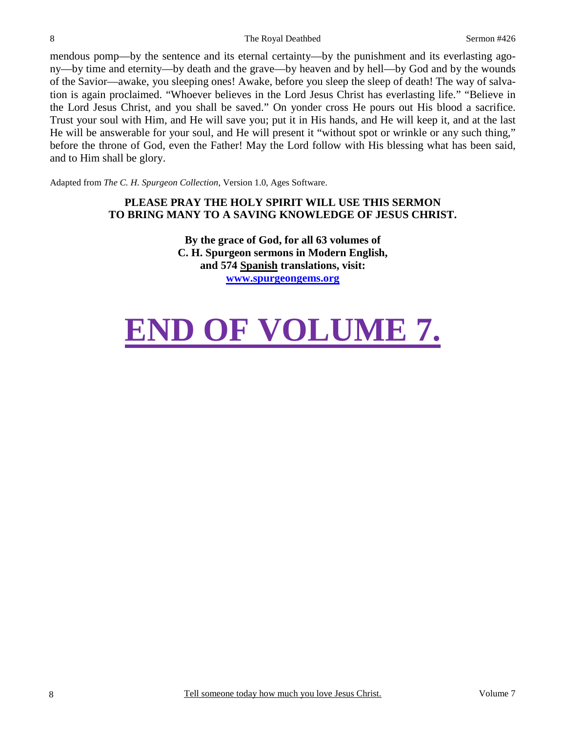mendous pomp—by the sentence and its eternal certainty—by the punishment and its everlasting agony—by time and eternity—by death and the grave—by heaven and by hell—by God and by the wounds of the Savior—awake, you sleeping ones! Awake, before you sleep the sleep of death! The way of salvation is again proclaimed. "Whoever believes in the Lord Jesus Christ has everlasting life." "Believe in the Lord Jesus Christ, and you shall be saved." On yonder cross He pours out His blood a sacrifice. Trust your soul with Him, and He will save you; put it in His hands, and He will keep it, and at the last He will be answerable for your soul, and He will present it "without spot or wrinkle or any such thing," before the throne of God, even the Father! May the Lord follow with His blessing what has been said, and to Him shall be glory.

Adapted from *The C. H. Spurgeon Collection*, Version 1.0, Ages Software.

**PLEASE PRAY THE HOLY SPIRIT WILL USE THIS SERMON TO BRING MANY TO A SAVING KNOWLEDGE OF JESUS CHRIST.**

**By the grace of God, for all 63 volumes of C. H. Spurgeon sermons in Modern English, and 574 Spanish translations, visit: www.spurgeongems.org**

# END OF VOLUME 7.

Tell someone today how much you love Jesus Christ.